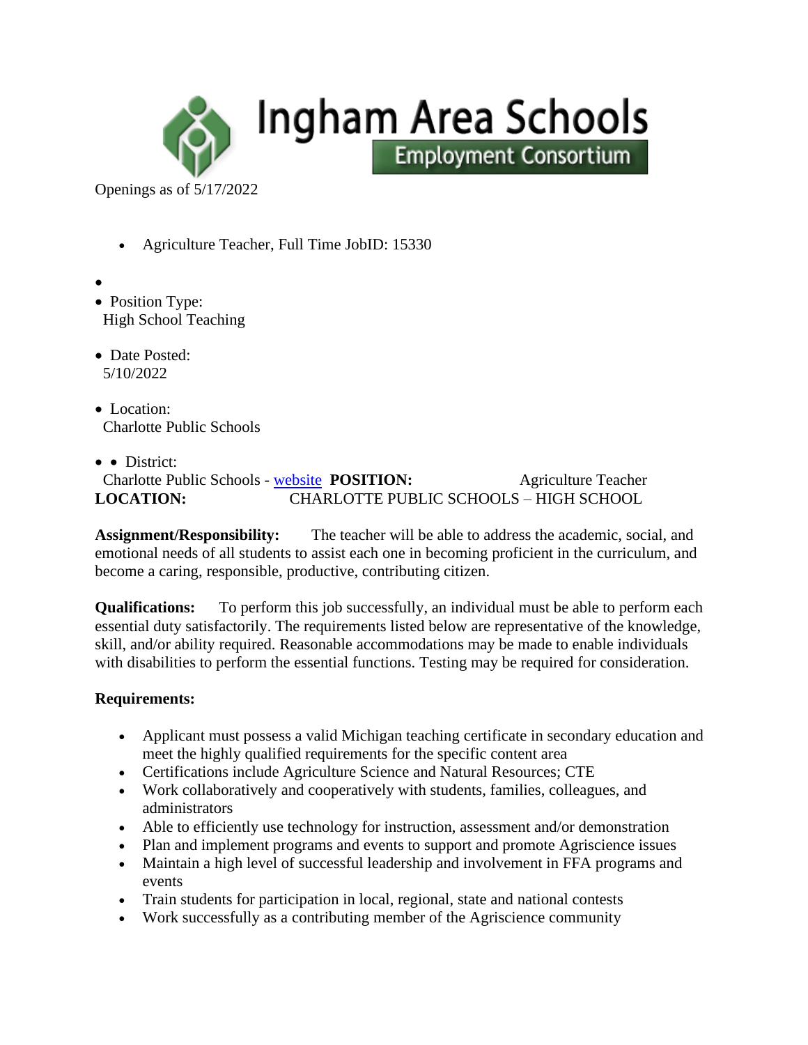# Ingham Area Schools

## Employment Consortium

Openings as of 5/17/2022

- Agriculture Teacher, Full Time JobID: 15330

- 
- Position Type:
  High School Teaching
- Date Posted:
  5/10/2022
- Location:
  Charlotte Public Schools
- District:
  Charlotte Public Schools - website **POSITION:** Agriculture Teacher

**LOCATION:** CHARLOTTE PUBLIC SCHOOLS – HIGH SCHOOL

**Assignment/Responsibility:** The teacher will be able to address the academic, social, and emotional needs of all students to assist each one in becoming proficient in the curriculum, and become a caring, responsible, productive, contributing citizen.

**Qualifications:** To perform this job successfully, an individual must be able to perform each essential duty satisfactorily. The requirements listed below are representative of the knowledge, skill, and/or ability required. Reasonable accommodations may be made to enable individuals with disabilities to perform the essential functions. Testing may be required for consideration.

**Requirements:**

- Applicant must possess a valid Michigan teaching certificate in secondary education and meet the highly qualified requirements for the specific content area
- Certifications include Agriculture Science and Natural Resources; CTE
- Work collaboratively and cooperatively with students, families, colleagues, and administrators
- Able to efficiently use technology for instruction, assessment and/or demonstration
- Plan and implement programs and events to support and promote Agriscience issues
- Maintain a high level of successful leadership and involvement in FFA programs and events
- Train students for participation in local, regional, state and national contests
- Work successfully as a contributing member of the Agriscience community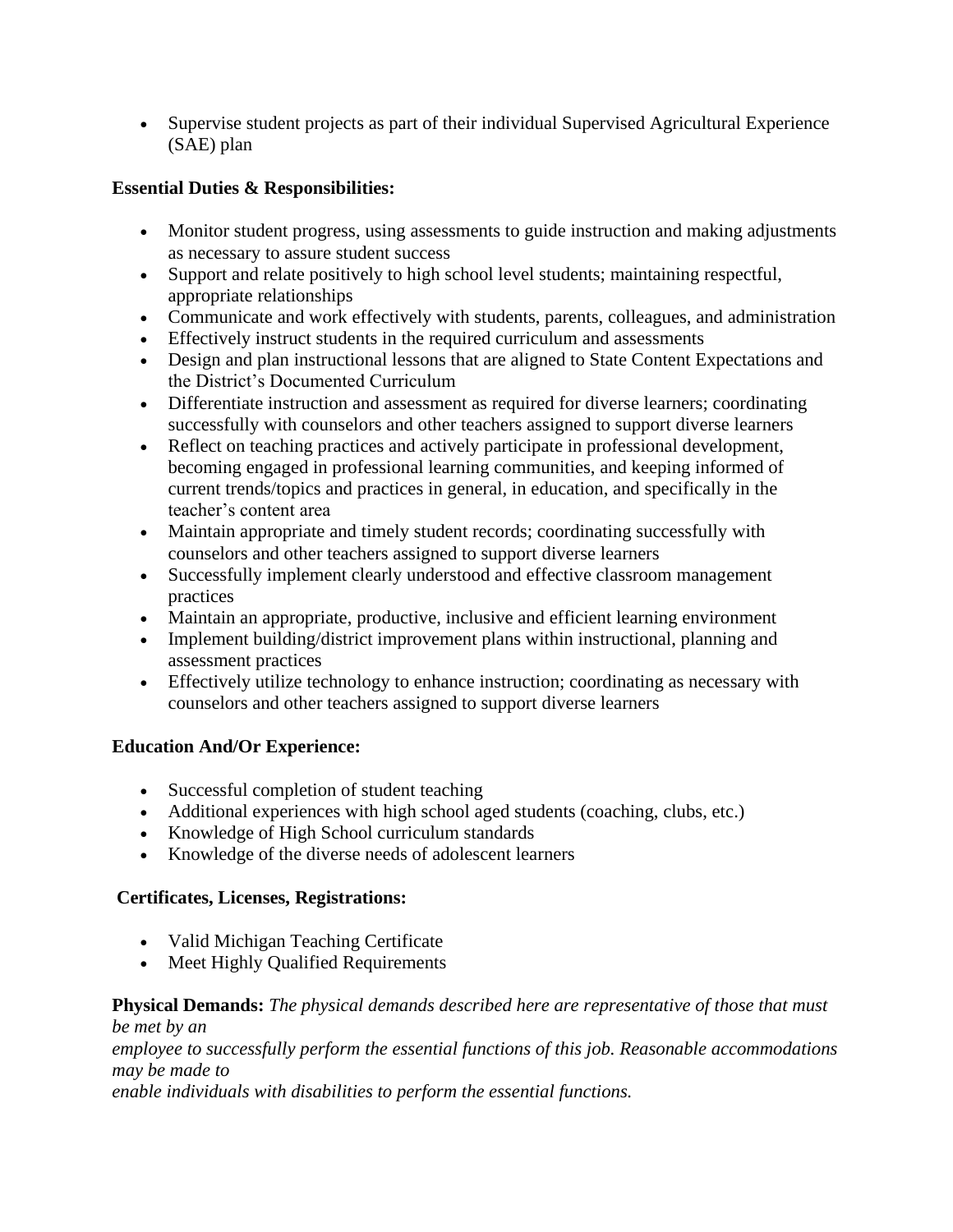- Supervise student projects as part of their individual Supervised Agricultural Experience (SAE) plan

**Essential Duties & Responsibilities:**

- Monitor student progress, using assessments to guide instruction and making adjustments as necessary to assure student success
- Support and relate positively to high school level students; maintaining respectful, appropriate relationships
- Communicate and work effectively with students, parents, colleagues, and administration
- Effectively instruct students in the required curriculum and assessments
- Design and plan instructional lessons that are aligned to State Content Expectations and the District's Documented Curriculum
- Differentiate instruction and assessment as required for diverse learners; coordinating successfully with counselors and other teachers assigned to support diverse learners
- Reflect on teaching practices and actively participate in professional development, becoming engaged in professional learning communities, and keeping informed of current trends/topics and practices in general, in education, and specifically in the teacher's content area
- Maintain appropriate and timely student records; coordinating successfully with counselors and other teachers assigned to support diverse learners
- Successfully implement clearly understood and effective classroom management practices
- Maintain an appropriate, productive, inclusive and efficient learning environment
- Implement building/district improvement plans within instructional, planning and assessment practices
- Effectively utilize technology to enhance instruction; coordinating as necessary with counselors and other teachers assigned to support diverse learners

**Education And/Or Experience:**

- Successful completion of student teaching
- Additional experiences with high school aged students (coaching, clubs, etc.)
- Knowledge of High School curriculum standards
- Knowledge of the diverse needs of adolescent learners

**Certificates, Licenses, Registrations:**

- Valid Michigan Teaching Certificate
- Meet Highly Qualified Requirements

**Physical Demands:** *The physical demands described here are representative of those that must be met by an employee to successfully perform the essential functions of this job. Reasonable accommodations may be made to enable individuals with disabilities to perform the essential functions.*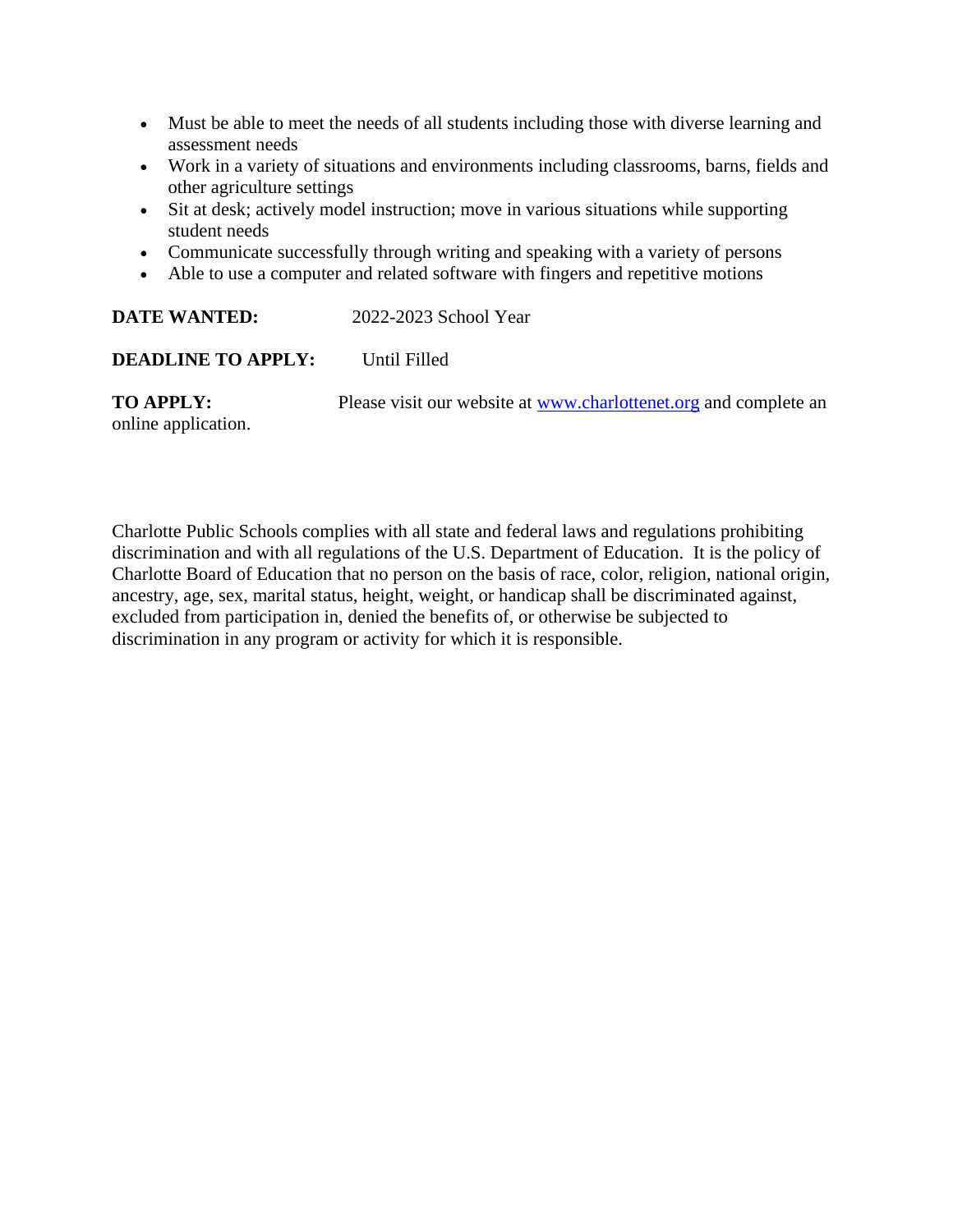- Must be able to meet the needs of all students including those with diverse learning and assessment needs
- Work in a variety of situations and environments including classrooms, barns, fields and other agriculture settings
- Sit at desk; actively model instruction; move in various situations while supporting student needs
- Communicate successfully through writing and speaking with a variety of persons
- Able to use a computer and related software with fingers and repetitive motions

**DATE WANTED:** 2022-2023 School Year

**DEADLINE TO APPLY:** Until Filled

**TO APPLY:** Please visit our website at [www.charlottenet.org](http://www.charlottenet.org) and complete an online application.

Charlotte Public Schools complies with all state and federal laws and regulations prohibiting discrimination and with all regulations of the U.S. Department of Education. It is the policy of Charlotte Board of Education that no person on the basis of race, color, religion, national origin, ancestry, age, sex, marital status, height, weight, or handicap shall be discriminated against, excluded from participation in, denied the benefits of, or otherwise be subjected to discrimination in any program or activity for which it is responsible.